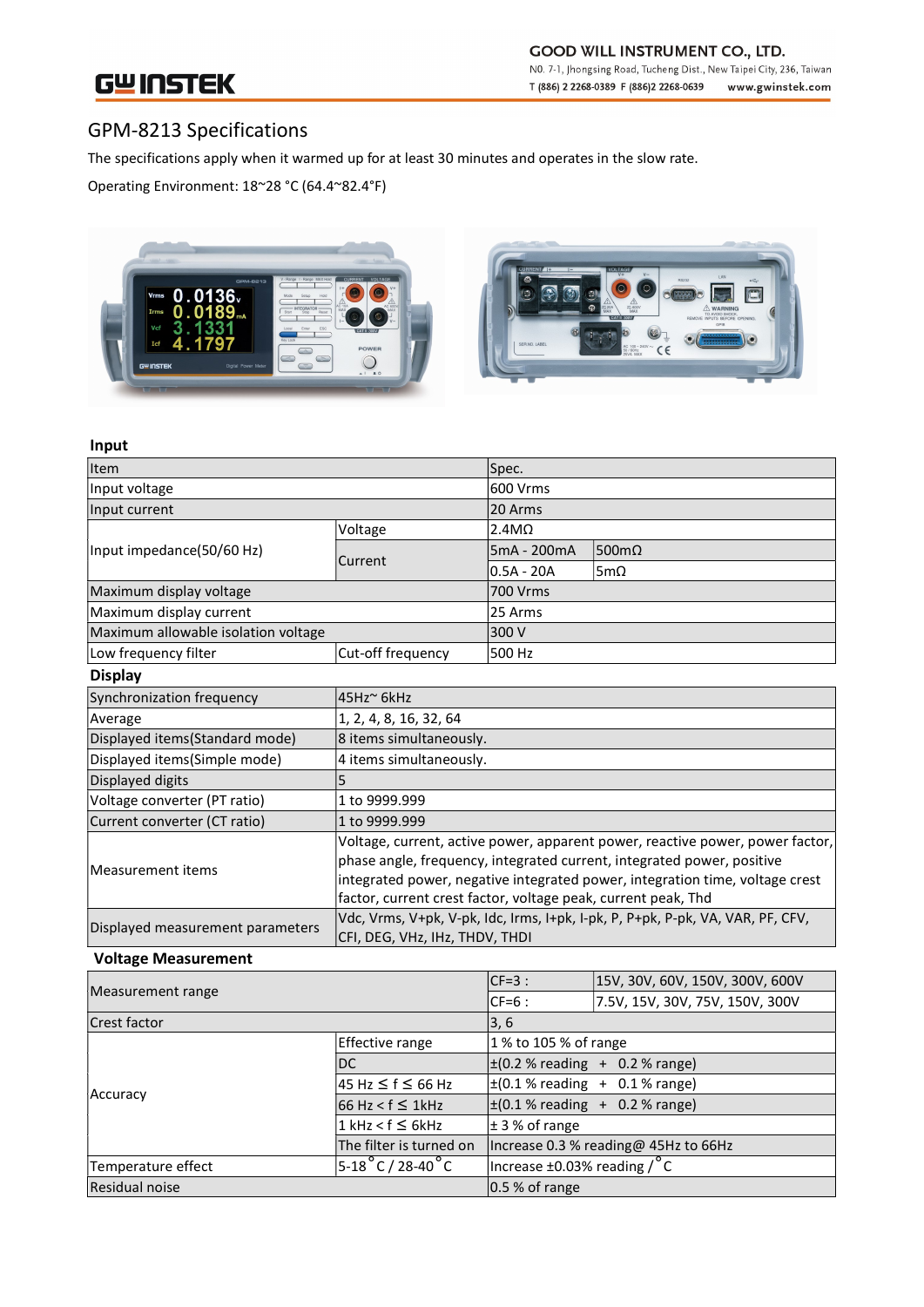# GPM-8213 Specifications

The specifications apply when it warmed up for at least 30 minutes and operates in the slow rate.

Operating Environment: 18~28 °C (64.4~82.4°F)

## Input

| Item | | Spec. | |
|---|---|---|---|
| Input voltage | | 600 Vrms | |
| Input current | | 20 Arms | |
| Input impedance(50/60 Hz) | Voltage | 2.4MΩ | |
| | Current | 5mA - 200mA | 500mΩ |
| | | 0.5A - 20A | 5mΩ |
| Maximum display voltage | | 700 Vrms | |
| Maximum display current | | 25 Arms | |
| Maximum allowable isolation voltage | | 300 V | |
| Low frequency filter | Cut-off frequency | 500 Hz | |

## Display

| Item | Spec. |
|---|---|
| Synchronization frequency | 45Hz~ 6kHz |
| Average | 1, 2, 4, 8, 16, 32, 64 |
| Displayed items(Standard mode) | 8 items simultaneously. |
| Displayed items(Simple mode) | 4 items simultaneously. |
| Displayed digits | 5 |
| Voltage converter (PT ratio) | 1 to 9999.999 |
| Current converter (CT ratio) | 1 to 9999.999 |
| Measurement items | Voltage, current, active power, apparent power, reactive power, power factor, phase angle, frequency, integrated current, integrated power, positive integrated power, negative integrated power, integration time, voltage crest factor, current crest factor, voltage peak, current peak, Thd |
| Displayed measurement parameters | Vdc, Vrms, V+pk, V-pk, Idc, Irms, I+pk, I-pk, P, P+pk, P-pk, VA, VAR, PF, CFV, CFI, DEG, VHz, IHz, THDV, THDI |

## Voltage Measurement

| Item | | Spec. | |
|---|---|---|---|
| Measurement range | | CF=3 : | 15V, 30V, 60V, 150V, 300V, 600V |
| | | CF=6 : | 7.5V, 15V, 30V, 75V, 150V, 300V |
| Crest factor | | 3, 6 | |
| Accuracy | Effective range | 1 % to 105 % of range | |
| | DC | ±(0.2 % reading + 0.2 % range) | |
| | 45 Hz ≤ f ≤ 66 Hz | ±(0.1 % reading + 0.1 % range) | |
| | 66 Hz < f ≤ 1kHz | ±(0.1 % reading + 0.2 % range) | |
| | 1 kHz < f ≤ 6kHz | ± 3 % of range | |
| | The filter is turned on | Increase 0.3 % reading@ 45Hz to 66Hz | |
| Temperature effect | 5-18 °C / 28-40 °C | Increase ±0.03% reading / °C | |
| Residual noise | | 0.5 % of range | |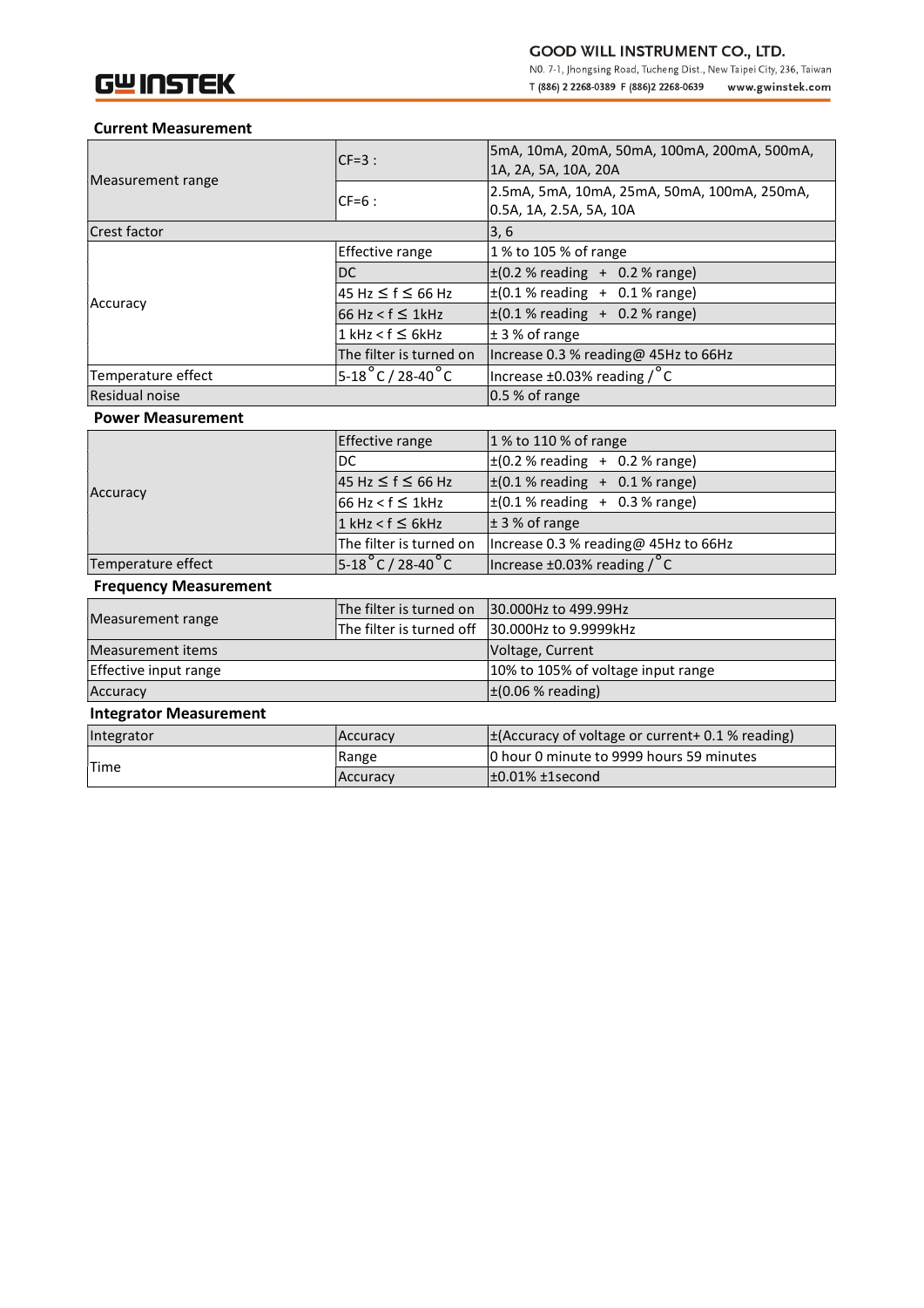## Current Measurement

| | | |
|---|---|---|
| Measurement range | CF=3 : | 5mA, 10mA, 20mA, 50mA, 100mA, 200mA, 500mA, 1A, 2A, 5A, 10A, 20A |
| | CF=6 : | 2.5mA, 5mA, 10mA, 25mA, 50mA, 100mA, 250mA, 0.5A, 1A, 2.5A, 5A, 10A |
| Crest factor | | 3, 6 |
| Accuracy | Effective range | 1 % to 105 % of range |
| | DC | ±(0.2 % reading + 0.2 % range) |
| | 45 Hz ≤ f ≤ 66 Hz | ±(0.1 % reading + 0.1 % range) |
| | 66 Hz < f ≤ 1kHz | ±(0.1 % reading + 0.2 % range) |
| | 1 kHz < f ≤ 6kHz | ± 3 % of range |
| | The filter is turned on | Increase 0.3 % reading@ 45Hz to 66Hz |
| Temperature effect | 5-18°C / 28-40°C | Increase ±0.03% reading /°C |
| Residual noise | | 0.5 % of range |

## Power Measurement

| | | |
|---|---|---|
| Accuracy | Effective range | 1 % to 110 % of range |
| | DC | ±(0.2 % reading + 0.2 % range) |
| | 45 Hz ≤ f ≤ 66 Hz | ±(0.1 % reading + 0.1 % range) |
| | 66 Hz < f ≤ 1kHz | ±(0.1 % reading + 0.3 % range) |
| | 1 kHz < f ≤ 6kHz | ± 3 % of range |
| | The filter is turned on | Increase 0.3 % reading@ 45Hz to 66Hz |
| Temperature effect | 5-18°C / 28-40°C | Increase ±0.03% reading /°C |

## Frequency Measurement

| | | |
|---|---|---|
| Measurement range | The filter is turned on | 30.000Hz to 499.99Hz |
| | The filter is turned off | 30.000Hz to 9.9999kHz |
| Measurement items | | Voltage, Current |
| Effective input range | | 10% to 105% of voltage input range |
| Accuracy | | ±(0.06 % reading) |

## Integrator Measurement

| | | |
|---|---|---|
| Integrator | Accuracy | ±(Accuracy of voltage or current+ 0.1 % reading) |
| Time | Range | 0 hour 0 minute to 9999 hours 59 minutes |
| | Accuracy | ±0.01% ±1second |